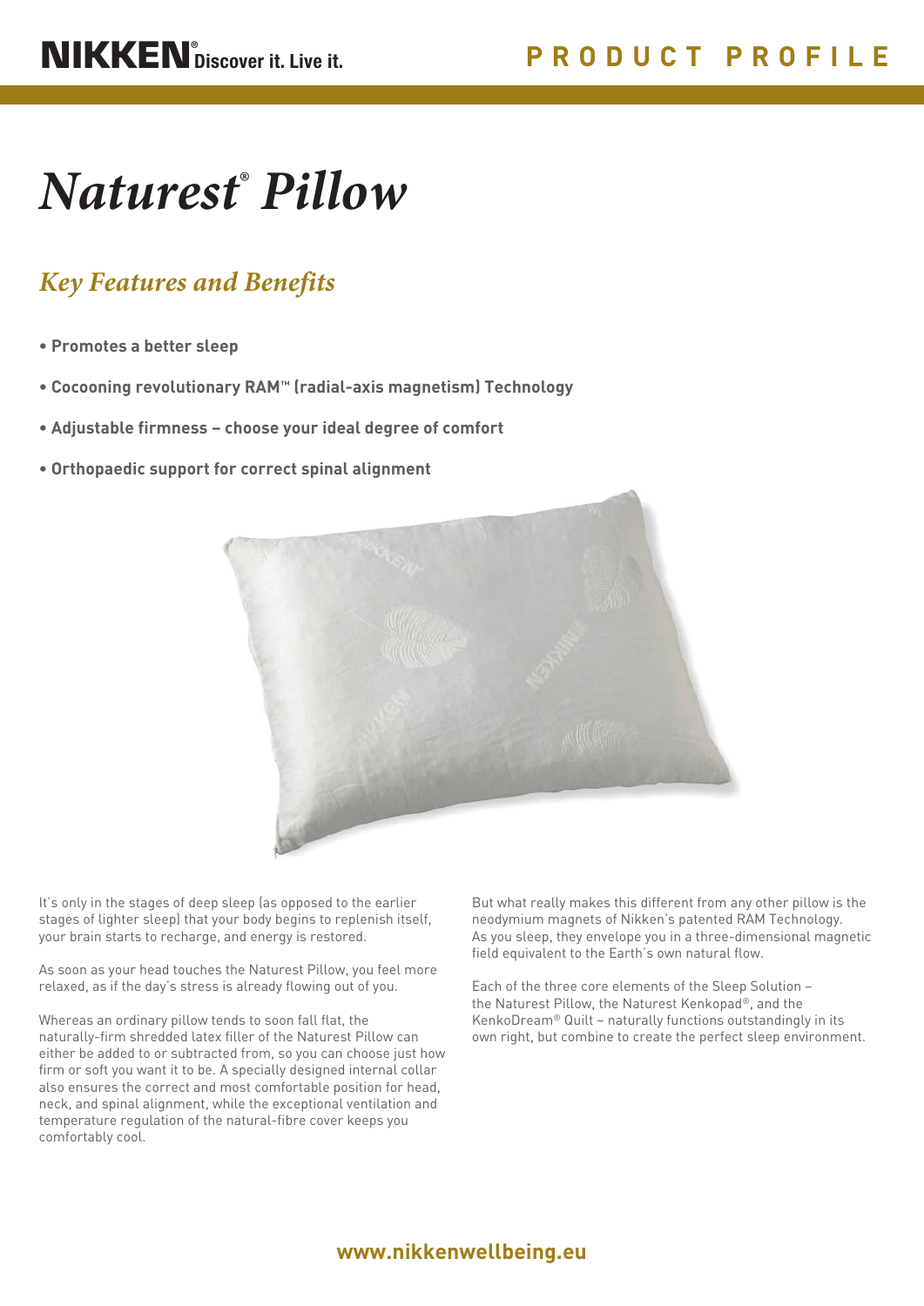NIKKEN® Discover it. Live it.

PRODUCT PROFILE

# *Naturest® Pillow*

## *Key Features and Benefits*

- **Promotes a better sleep**
- **Cocooning revolutionary RAM™ (radial-axis magnetism) Technology**
- **Adjustable firmness – choose your ideal degree of comfort**
- **Orthopaedic support for correct spinal alignment**

It's only in the stages of deep sleep (as opposed to the earlier stages of lighter sleep) that your body begins to replenish itself, your brain starts to recharge, and energy is restored.

As soon as your head touches the Naturest Pillow, you feel more relaxed, as if the day's stress is already flowing out of you.

Whereas an ordinary pillow tends to soon fall flat, the naturally-firm shredded latex filler of the Naturest Pillow can either be added to or subtracted from, so you can choose just how firm or soft you want it to be. A specially designed internal collar also ensures the correct and most comfortable position for head, neck, and spinal alignment, while the exceptional ventilation and temperature regulation of the natural-fibre cover keeps you comfortably cool.

But what really makes this different from any other pillow is the neodymium magnets of Nikken's patented RAM Technology. As you sleep, they envelope you in a three-dimensional magnetic field equivalent to the Earth's own natural flow.

Each of the three core elements of the Sleep Solution – the Naturest Pillow, the Naturest Kenkopad®, and the KenkoDream® Quilt – naturally functions outstandingly in its own right, but combine to create the perfect sleep environment.

**www.nikkenwellbeing.eu**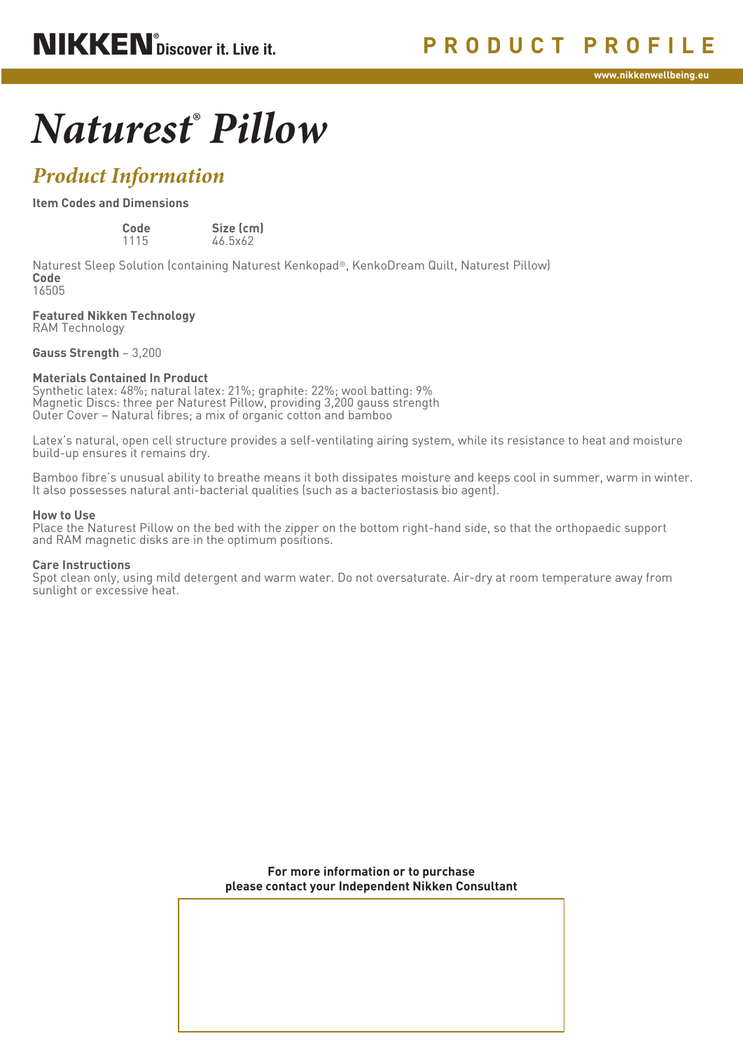NIKKEN® Discover it. Live it.

**PRODUCT PROFILE**

www.nikkenwellbeing.eu

# *Naturest® Pillow*

## *Product Information*

**Item Codes and Dimensions**

| Code | Size (cm) |
|---|---|
| 1115 | 46.5x62 |

Naturest Sleep Solution (containing Naturest Kenkopad®, KenkoDream Quilt, Naturest Pillow)
**Code**
16505

**Featured Nikken Technology**
RAM Technology

**Gauss Strength** – 3,200

**Materials Contained In Product**
Synthetic latex: 48%; natural latex: 21%; graphite: 22%; wool batting: 9%
Magnetic Discs: three per Naturest Pillow, providing 3,200 gauss strength
Outer Cover – Natural fibres; a mix of organic cotton and bamboo

Latex's natural, open cell structure provides a self-ventilating airing system, while its resistance to heat and moisture build-up ensures it remains dry.

Bamboo fibre's unusual ability to breathe means it both dissipates moisture and keeps cool in summer, warm in winter. It also possesses natural anti-bacterial qualities (such as a bacteriostasis bio agent).

**How to Use**
Place the Naturest Pillow on the bed with the zipper on the bottom right-hand side, so that the orthopaedic support and RAM magnetic disks are in the optimum positions.

**Care Instructions**
Spot clean only, using mild detergent and warm water. Do not oversaturate. Air-dry at room temperature away from sunlight or excessive heat.

**For more information or to purchase please contact your Independent Nikken Consultant**